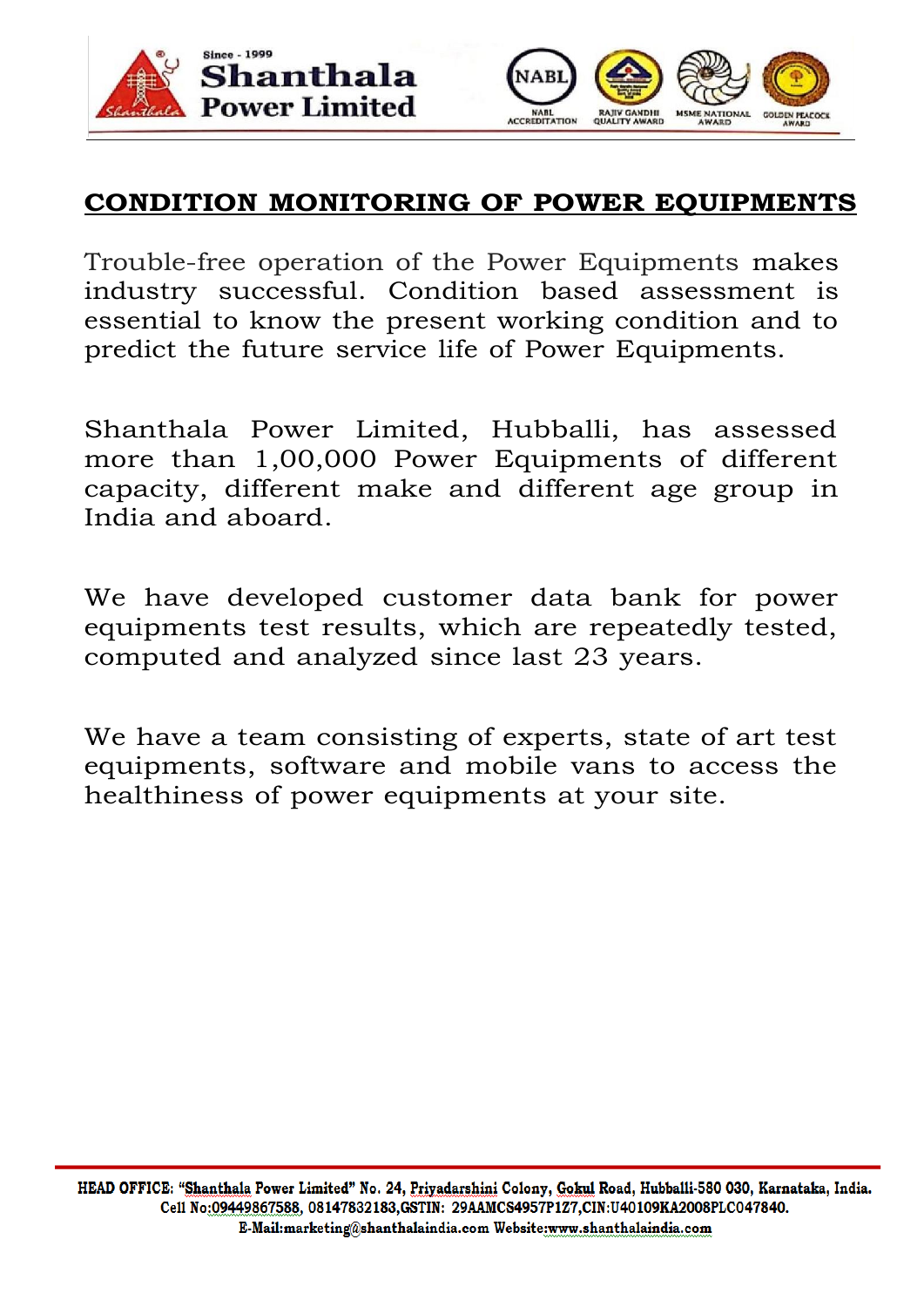## CONDITION MONITORING OF POWER EQUIPMENTS

Trouble-free operation of the Power Equipments makes industry successful. Condition based assessment is essential to know the present working condition and to predict the future service life of Power Equipments.

Shanthala Power Limited, Hubballi, has assessed more than 1,00,000 Power Equipments of different capacity, different make and different age group in India and aboard.

We have developed customer data bank for power equipments test results, which are repeatedly tested, computed and analyzed since last 23 years.

We have a team consisting of experts, state of art test equipments, software and mobile vans to access the healthiness of power equipments at your site.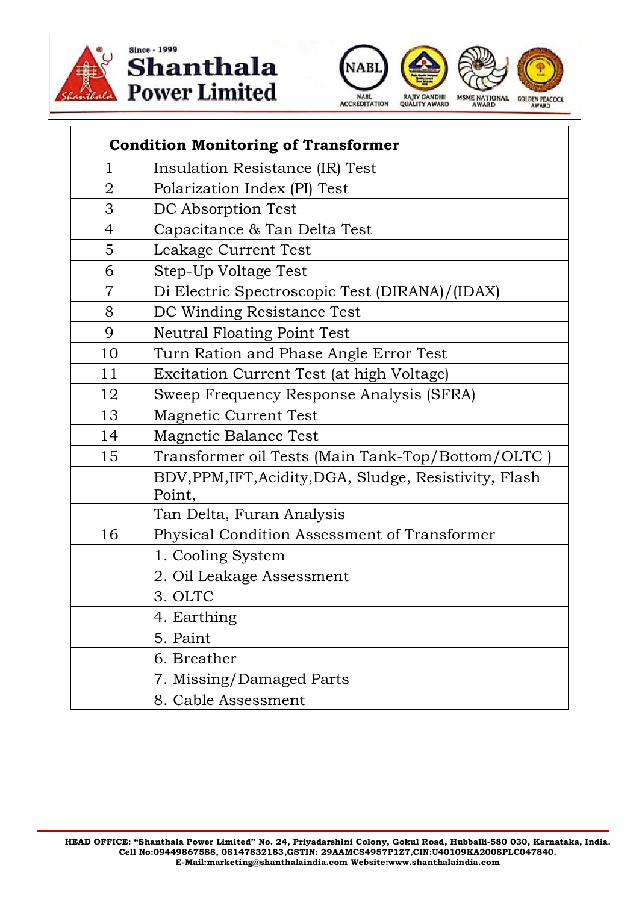| Condition Monitoring of Transformer | |
|---|---|
| 1 | Insulation Resistance (IR) Test |
| 2 | Polarization Index (PI) Test |
| 3 | DC Absorption Test |
| 4 | Capacitance & Tan Delta Test |
| 5 | Leakage Current Test |
| 6 | Step-Up Voltage Test |
| 7 | Di Electric Spectroscopic Test (DIRANA)/(IDAX) |
| 8 | DC Winding Resistance Test |
| 9 | Neutral Floating Point Test |
| 10 | Turn Ration and Phase Angle Error Test |
| 11 | Excitation Current Test (at high Voltage) |
| 12 | Sweep Frequency Response Analysis (SFRA) |
| 13 | Magnetic Current Test |
| 14 | Magnetic Balance Test |
| 15 | Transformer oil Tests (Main Tank-Top/Bottom/OLTC ) |
| | BDV,PPM,IFT,Acidity,DGA, Sludge, Resistivity, Flash Point, |
| | Tan Delta, Furan Analysis |
| 16 | Physical Condition Assessment of Transformer |
| | 1. Cooling System |
| | 2. Oil Leakage Assessment |
| | 3. OLTC |
| | 4. Earthing |
| | 5. Paint |
| | 6. Breather |
| | 7. Missing/Damaged Parts |
| | 8. Cable Assessment |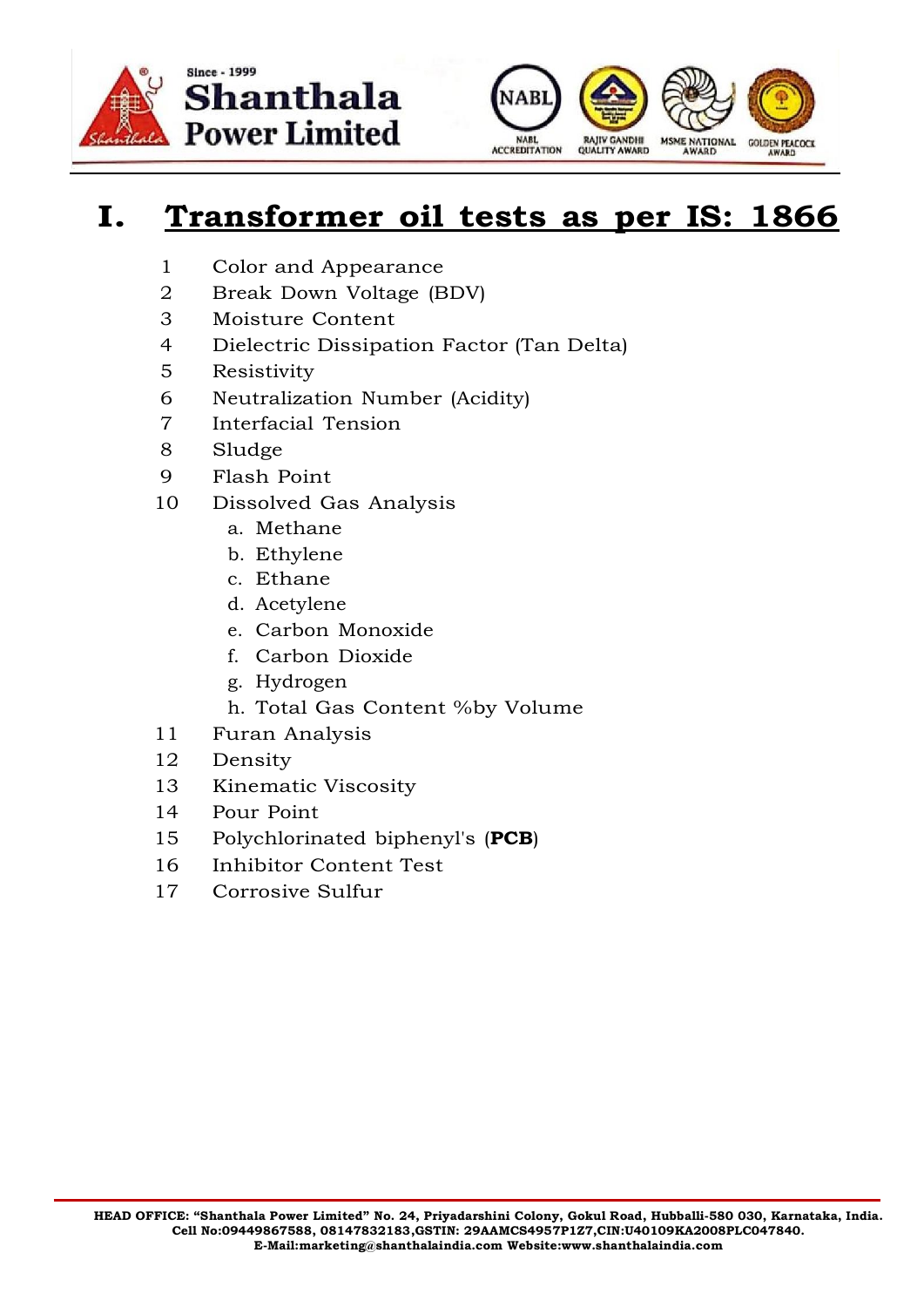# I. Transformer oil tests as per IS: 1866

1. Color and Appearance
2. Break Down Voltage (BDV)
3. Moisture Content
4. Dielectric Dissipation Factor (Tan Delta)
5. Resistivity
6. Neutralization Number (Acidity)
7. Interfacial Tension
8. Sludge
9. Flash Point
10. Dissolved Gas Analysis
    a. Methane
    b. Ethylene
    c. Ethane
    d. Acetylene
    e. Carbon Monoxide
    f. Carbon Dioxide
    g. Hydrogen
    h. Total Gas Content %by Volume
11. Furan Analysis
12. Density
13. Kinematic Viscosity
14. Pour Point
15. Polychlorinated biphenyl's (**PCB**)
16. Inhibitor Content Test
17. Corrosive Sulfur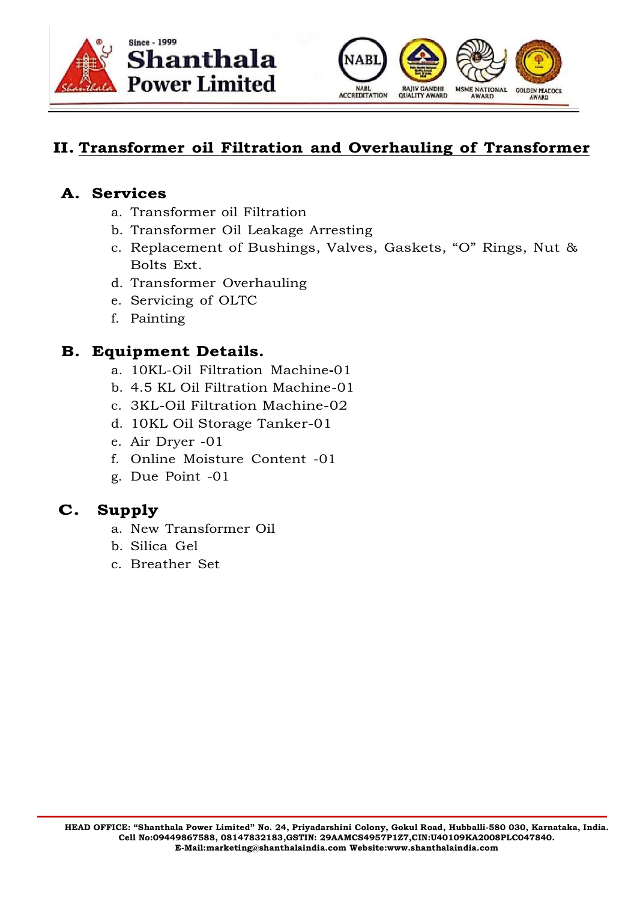## II. Transformer oil Filtration and Overhauling of Transformer

### A. Services

a. Transformer oil Filtration
b. Transformer Oil Leakage Arresting
c. Replacement of Bushings, Valves, Gaskets, “O” Rings, Nut & Bolts Ext.
d. Transformer Overhauling
e. Servicing of OLTC
f. Painting

### B. Equipment Details.

a. 10KL-Oil Filtration Machine-01
b. 4.5 KL Oil Filtration Machine-01
c. 3KL-Oil Filtration Machine-02
d. 10KL Oil Storage Tanker-01
e. Air Dryer -01
f. Online Moisture Content -01
g. Due Point -01

### C. Supply

a. New Transformer Oil
b. Silica Gel
c. Breather Set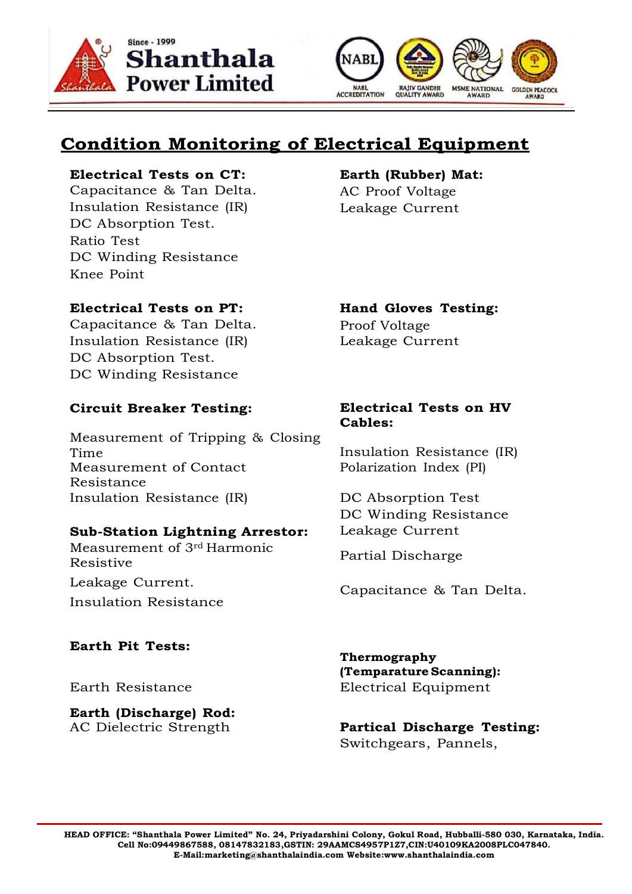# Condition Monitoring of Electrical Equipment

**Electrical Tests on CT:**
Capacitance & Tan Delta.
Insulation Resistance (IR)
DC Absorption Test.
Ratio Test
DC Winding Resistance
Knee Point

**Electrical Tests on PT:**
Capacitance & Tan Delta.
Insulation Resistance (IR)
DC Absorption Test.
DC Winding Resistance

**Circuit Breaker Testing:**

Measurement of Tripping & Closing Time
Measurement of Contact Resistance
Insulation Resistance (IR)

**Sub-Station Lightning Arrestor:**
Measurement of 3rd Harmonic Resistive
Leakage Current.
Insulation Resistance

**Earth Pit Tests:**

Earth Resistance

**Earth (Discharge) Rod:**
AC Dielectric Strength

**Earth (Rubber) Mat:**
AC Proof Voltage
Leakage Current

**Hand Gloves Testing:**
Proof Voltage
Leakage Current

**Electrical Tests on HV Cables:**

Insulation Resistance (IR)
Polarization Index (PI)

DC Absorption Test
DC Winding Resistance
Leakage Current

Partial Discharge

Capacitance & Tan Delta.

**Thermography (Temparature Scanning):**
Electrical Equipment

**Partical Discharge Testing:**
Switchgears, Pannels,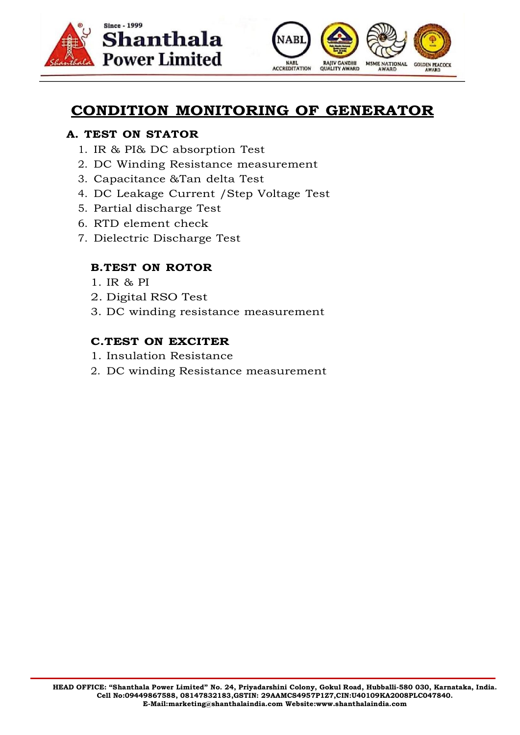# CONDITION MONITORING OF GENERATOR

## A. TEST ON STATOR

1. IR & PI& DC absorption Test
2. DC Winding Resistance measurement
3. Capacitance &Tan delta Test
4. DC Leakage Current /Step Voltage Test
5. Partial discharge Test
6. RTD element check
7. Dielectric Discharge Test

## B.TEST ON ROTOR

1. IR & PI
2. Digital RSO Test
3. DC winding resistance measurement

## C.TEST ON EXCITER

1. Insulation Resistance
2. DC winding Resistance measurement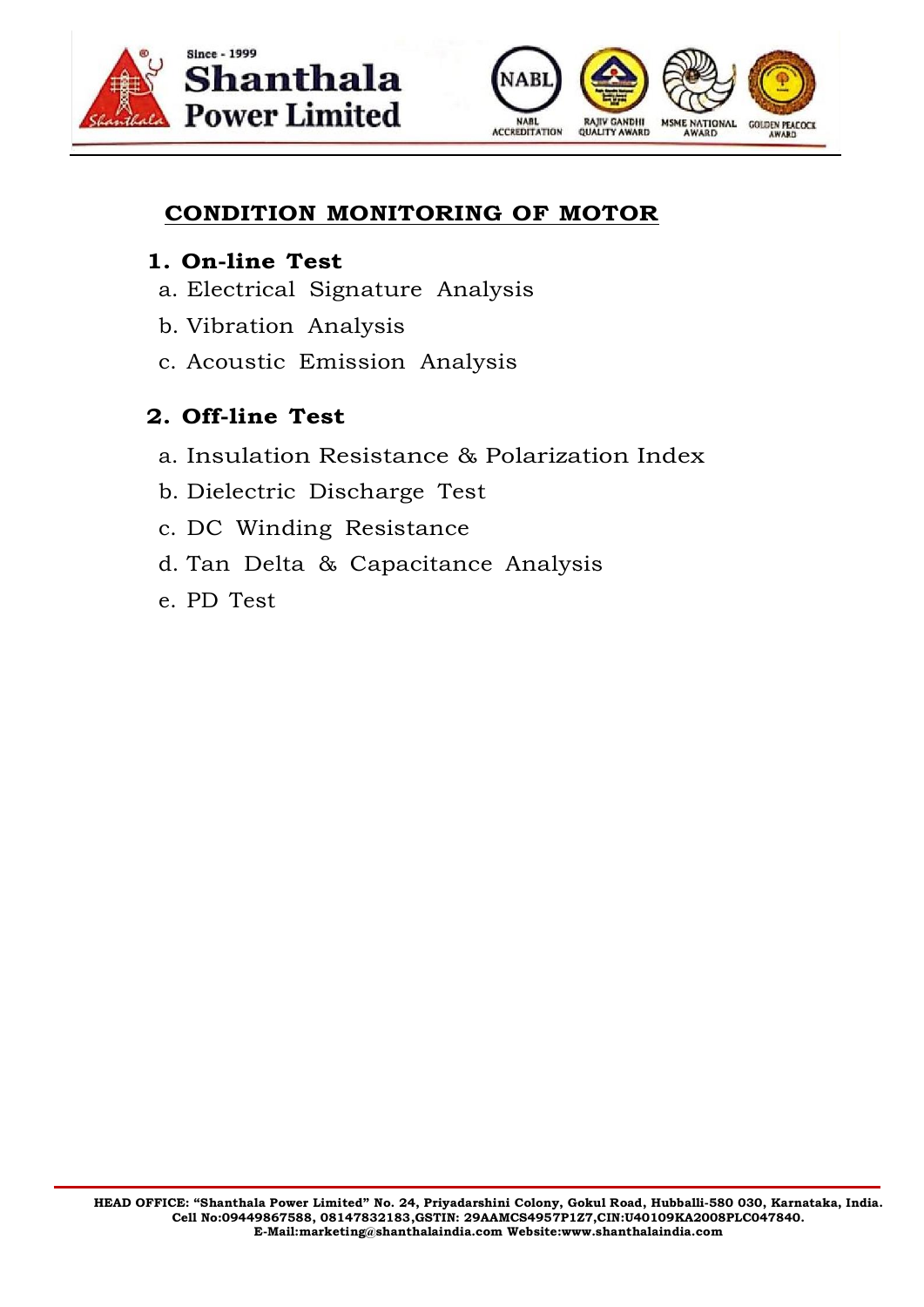# CONDITION MONITORING OF MOTOR

## 1. On-line Test

a. Electrical Signature Analysis

b. Vibration Analysis

c. Acoustic Emission Analysis

## 2. Off-line Test

a. Insulation Resistance & Polarization Index

b. Dielectric Discharge Test

c. DC Winding Resistance

d. Tan Delta & Capacitance Analysis

e. PD Test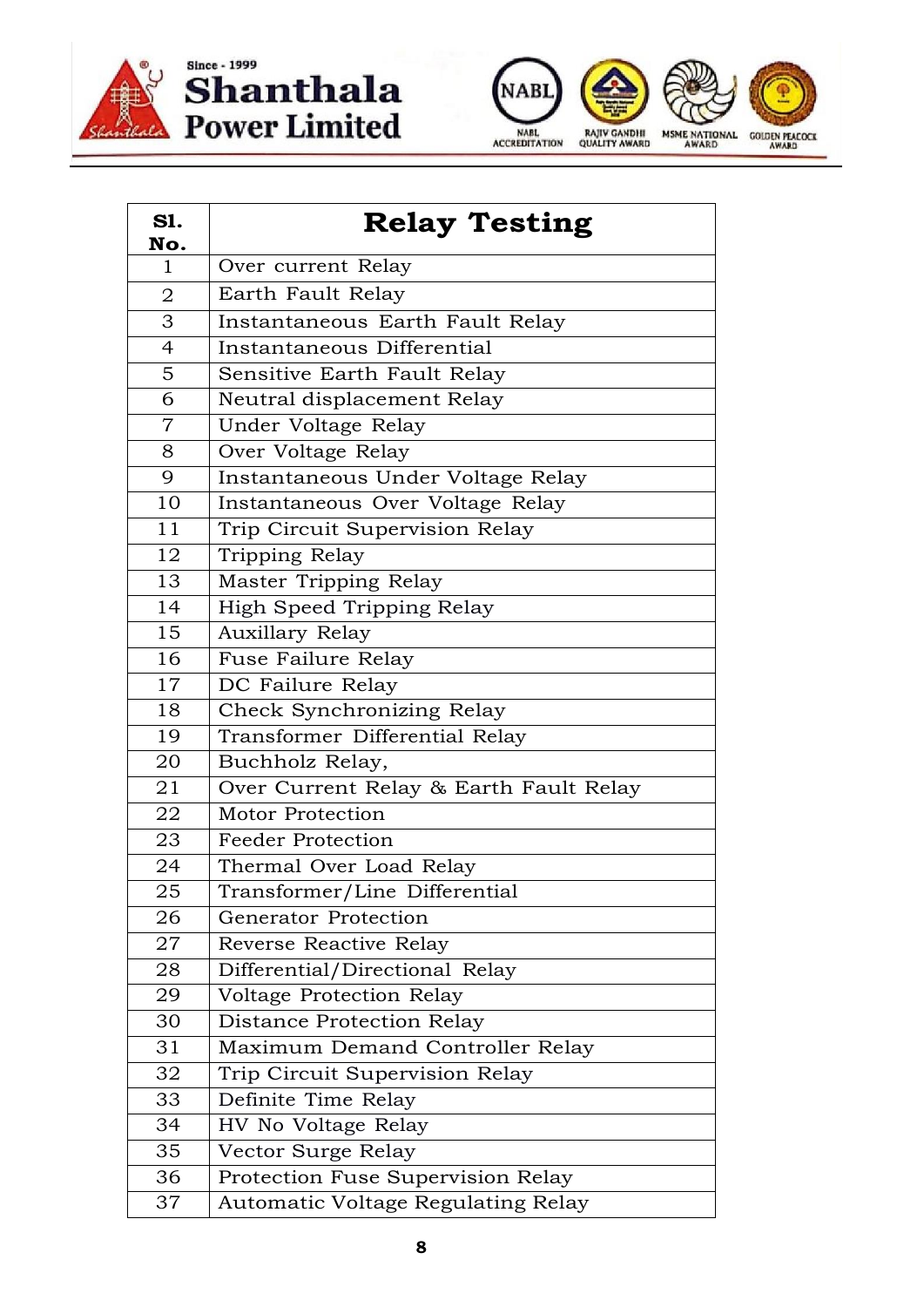| Sl. No. | Relay Testing |
|---|---|
| 1 | Over current Relay |
| 2 | Earth Fault Relay |
| 3 | Instantaneous Earth Fault Relay |
| 4 | Instantaneous Differential |
| 5 | Sensitive Earth Fault Relay |
| 6 | Neutral displacement Relay |
| 7 | Under Voltage Relay |
| 8 | Over Voltage Relay |
| 9 | Instantaneous Under Voltage Relay |
| 10 | Instantaneous Over Voltage Relay |
| 11 | Trip Circuit Supervision Relay |
| 12 | Tripping Relay |
| 13 | Master Tripping Relay |
| 14 | High Speed Tripping Relay |
| 15 | Auxillary Relay |
| 16 | Fuse Failure Relay |
| 17 | DC Failure Relay |
| 18 | Check Synchronizing Relay |
| 19 | Transformer Differential Relay |
| 20 | Buchholz Relay, |
| 21 | Over Current Relay & Earth Fault Relay |
| 22 | Motor Protection |
| 23 | Feeder Protection |
| 24 | Thermal Over Load Relay |
| 25 | Transformer/Line Differential |
| 26 | Generator Protection |
| 27 | Reverse Reactive Relay |
| 28 | Differential/Directional Relay |
| 29 | Voltage Protection Relay |
| 30 | Distance Protection Relay |
| 31 | Maximum Demand Controller Relay |
| 32 | Trip Circuit Supervision Relay |
| 33 | Definite Time Relay |
| 34 | HV No Voltage Relay |
| 35 | Vector Surge Relay |
| 36 | Protection Fuse Supervision Relay |
| 37 | Automatic Voltage Regulating Relay |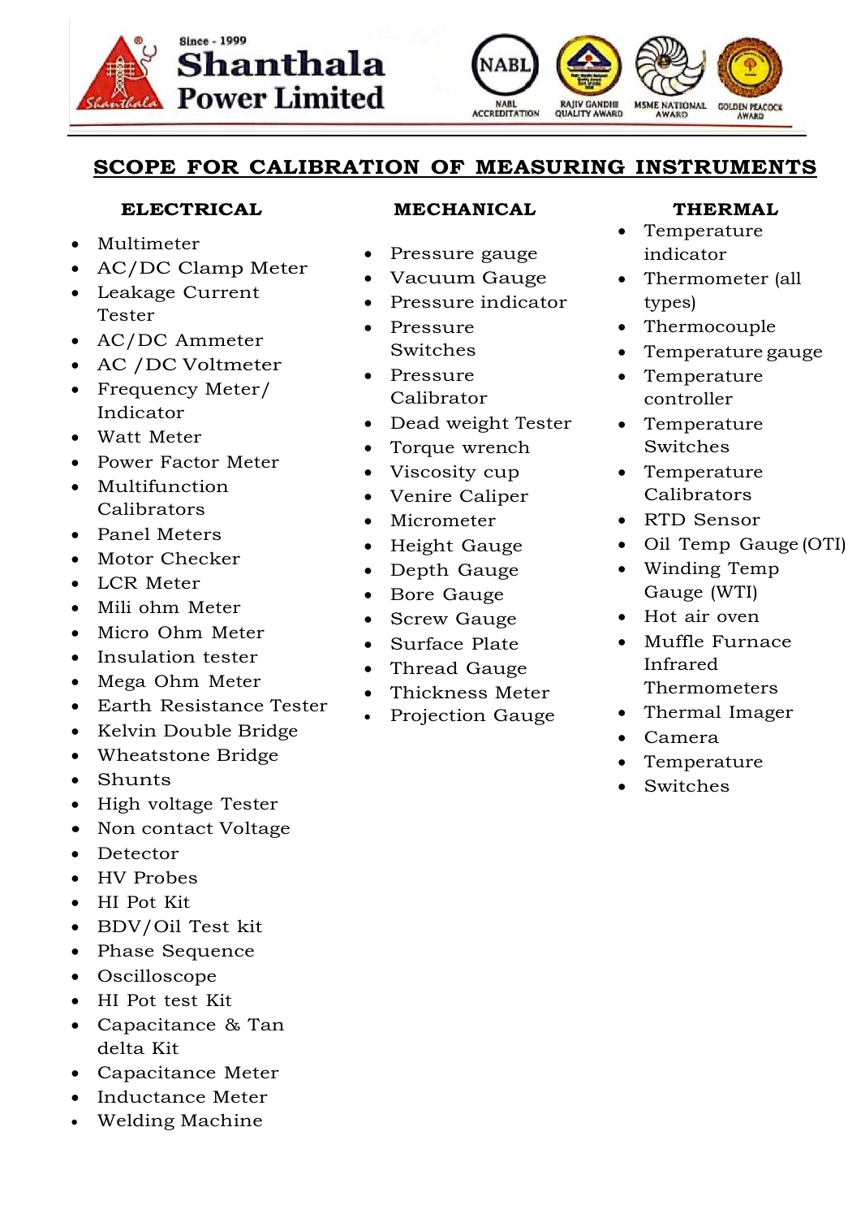Since - 1999
**Shanthala Power Limited**

NABL ACCREDITATION | RAJIV GANDHI QUALITY AWARD | MSME NATIONAL AWARD | GOLDEN PEACOCK AWARD

# SCOPE FOR CALIBRATION OF MEASURING INSTRUMENTS

## ELECTRICAL

- Multimeter
- AC/DC Clamp Meter
- Leakage Current Tester
- AC/DC Ammeter
- AC /DC Voltmeter
- Frequency Meter/ Indicator
- Watt Meter
- Power Factor Meter
- Multifunction Calibrators
- Panel Meters
- Motor Checker
- LCR Meter
- Mili ohm Meter
- Micro Ohm Meter
- Insulation tester
- Mega Ohm Meter
- Earth Resistance Tester
- Kelvin Double Bridge
- Wheatstone Bridge
- Shunts
- High voltage Tester
- Non contact Voltage
- Detector
- HV Probes
- HI Pot Kit
- BDV/Oil Test kit
- Phase Sequence
- Oscilloscope
- HI Pot test Kit
- Capacitance & Tan delta Kit
- Capacitance Meter
- Inductance Meter
- Welding Machine

## MECHANICAL

- Pressure gauge
- Vacuum Gauge
- Pressure indicator
- Pressure Switches
- Pressure Calibrator
- Dead weight Tester
- Torque wrench
- Viscosity cup
- Venire Caliper
- Micrometer
- Height Gauge
- Depth Gauge
- Bore Gauge
- Screw Gauge
- Surface Plate
- Thread Gauge
- Thickness Meter
- Projection Gauge

## THERMAL

- Temperature indicator
- Thermometer (all types)
- Thermocouple
- Temperature gauge
- Temperature controller
- Temperature Switches
- Temperature Calibrators
- RTD Sensor
- Oil Temp Gauge (OTI)
- Winding Temp Gauge (WTI)
- Hot air oven
- Muffle Furnace Infrared Thermometers
- Thermal Imager
- Camera
- Temperature
- Switches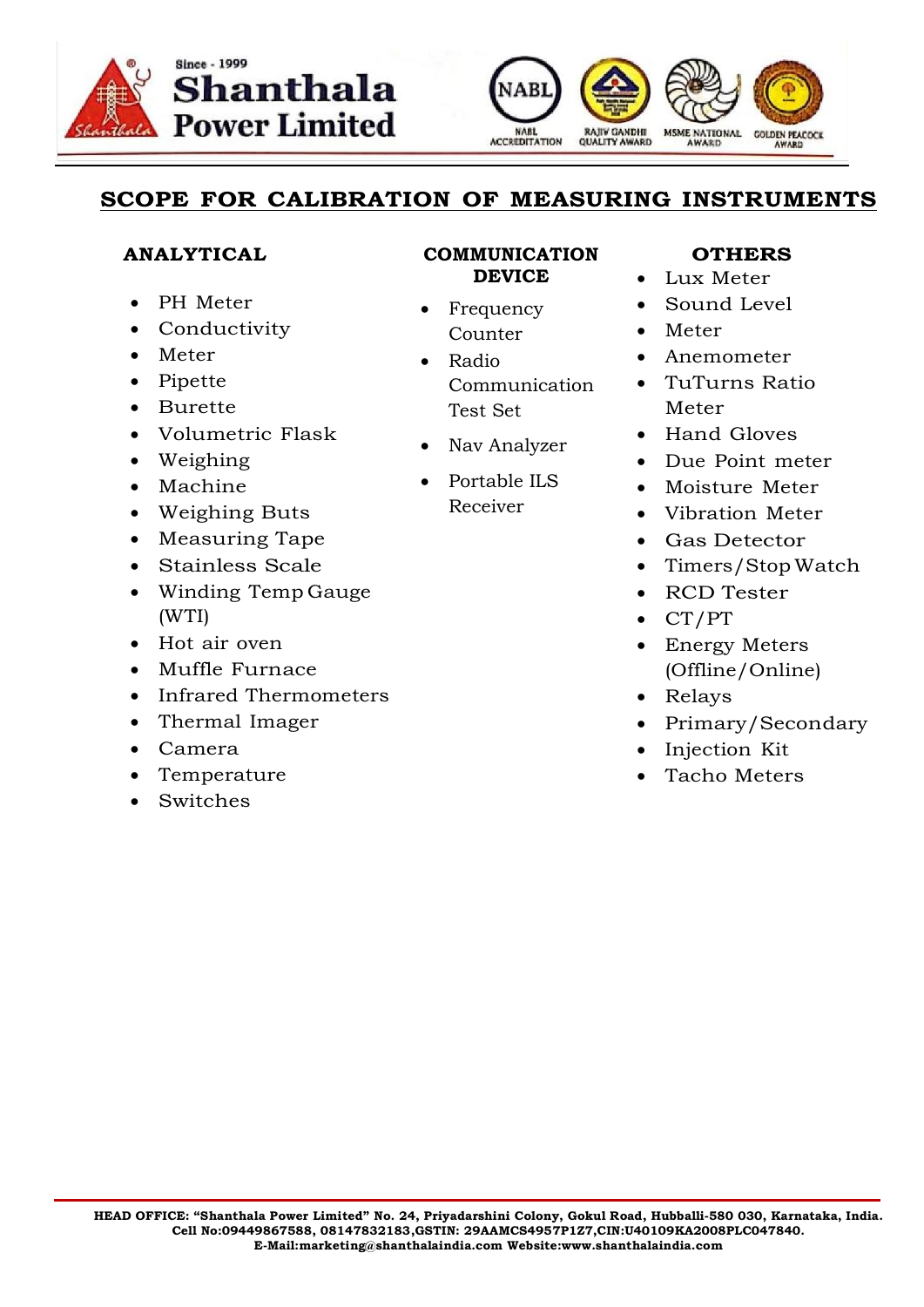# SCOPE FOR CALIBRATION OF MEASURING INSTRUMENTS

## ANALYTICAL

- PH Meter
- Conductivity
- Meter
- Pipette
- Burette
- Volumetric Flask
- Weighing
- Machine
- Weighing Buts
- Measuring Tape
- Stainless Scale
- Winding Temp Gauge (WTI)
- Hot air oven
- Muffle Furnace
- Infrared Thermometers
- Thermal Imager
- Camera
- Temperature
- Switches

## COMMUNICATION DEVICE

- Frequency Counter
- Radio Communication Test Set
- Nav Analyzer
- Portable ILS Receiver

## OTHERS

- Lux Meter
- Sound Level
- Meter
- Anemometer
- TuTurns Ratio Meter
- Hand Gloves
- Due Point meter
- Moisture Meter
- Vibration Meter
- Gas Detector
- Timers/Stop Watch
- RCD Tester
- CT/PT
- Energy Meters (Offline/Online)
- Relays
- Primary/Secondary
- Injection Kit
- Tacho Meters